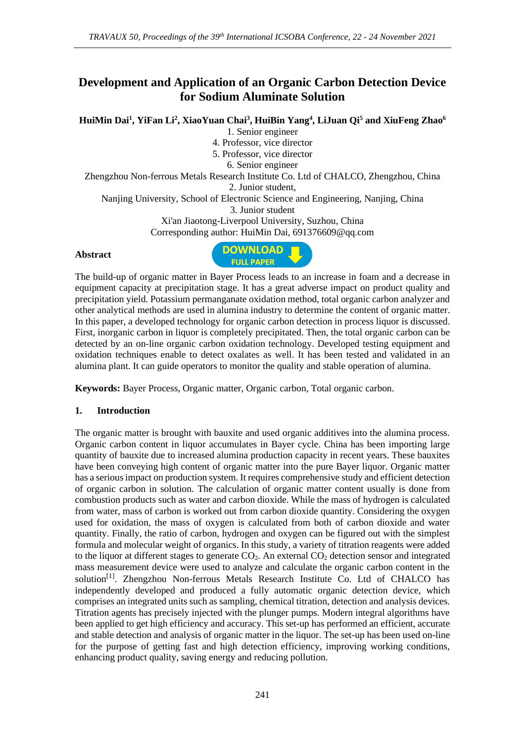# Development and Application of an Organic Carbon Detection Device for Sodium Aluminate Solution

**HuiMin Dai[1], YiFan Li[2], XiaoYuan Chai[3], HuiBin Yang[4], LiJuan Qi[5] and XiuFeng Zhao[6]**

1. Senior engineer
4. Professor, vice director
5. Professor, vice director
6. Senior engineer

Zhengzhou Non-ferrous Metals Research Institute Co. Ltd of CHALCO, Zhengzhou, China

2. Junior student,

Nanjing University, School of Electronic Science and Engineering, Nanjing, China

3. Junior student

Xi'an Jiaotong-Liverpool University, Suzhou, China

Corresponding author: HuiMin Dai, 691376609@qq.com

**Abstract**

DOWNLOAD FULL PAPER

The build-up of organic matter in Bayer Process leads to an increase in foam and a decrease in equipment capacity at precipitation stage. It has a great adverse impact on product quality and precipitation yield. Potassium permanganate oxidation method, total organic carbon analyzer and other analytical methods are used in alumina industry to determine the content of organic matter. In this paper, a developed technology for organic carbon detection in process liquor is discussed. First, inorganic carbon in liquor is completely precipitated. Then, the total organic carbon can be detected by an on-line organic carbon oxidation technology. Developed testing equipment and oxidation techniques enable to detect oxalates as well. It has been tested and validated in an alumina plant. It can guide operators to monitor the quality and stable operation of alumina.

**Keywords:** Bayer Process, Organic matter, Organic carbon, Total organic carbon.

## 1. Introduction

The organic matter is brought with bauxite and used organic additives into the alumina process. Organic carbon content in liquor accumulates in Bayer cycle. China has been importing large quantity of bauxite due to increased alumina production capacity in recent years. These bauxites have been conveying high content of organic matter into the pure Bayer liquor. Organic matter has a serious impact on production system. It requires comprehensive study and efficient detection of organic carbon in solution. The calculation of organic matter content usually is done from combustion products such as water and carbon dioxide. While the mass of hydrogen is calculated from water, mass of carbon is worked out from carbon dioxide quantity. Considering the oxygen used for oxidation, the mass of oxygen is calculated from both of carbon dioxide and water quantity. Finally, the ratio of carbon, hydrogen and oxygen can be figured out with the simplest formula and molecular weight of organics. In this study, a variety of titration reagents were added to the liquor at different stages to generate $CO_2$. An external $CO_2$ detection sensor and integrated mass measurement device were used to analyze and calculate the organic carbon content in the solution[1]. Zhengzhou Non-ferrous Metals Research Institute Co. Ltd of CHALCO has independently developed and produced a fully automatic organic detection device, which comprises an integrated units such as sampling, chemical titration, detection and analysis devices. Titration agents has precisely injected with the plunger pumps. Modern integral algorithms have been applied to get high efficiency and accuracy. This set-up has performed an efficient, accurate and stable detection and analysis of organic matter in the liquor. The set-up has been used on-line for the purpose of getting fast and high detection efficiency, improving working conditions, enhancing product quality, saving energy and reducing pollution.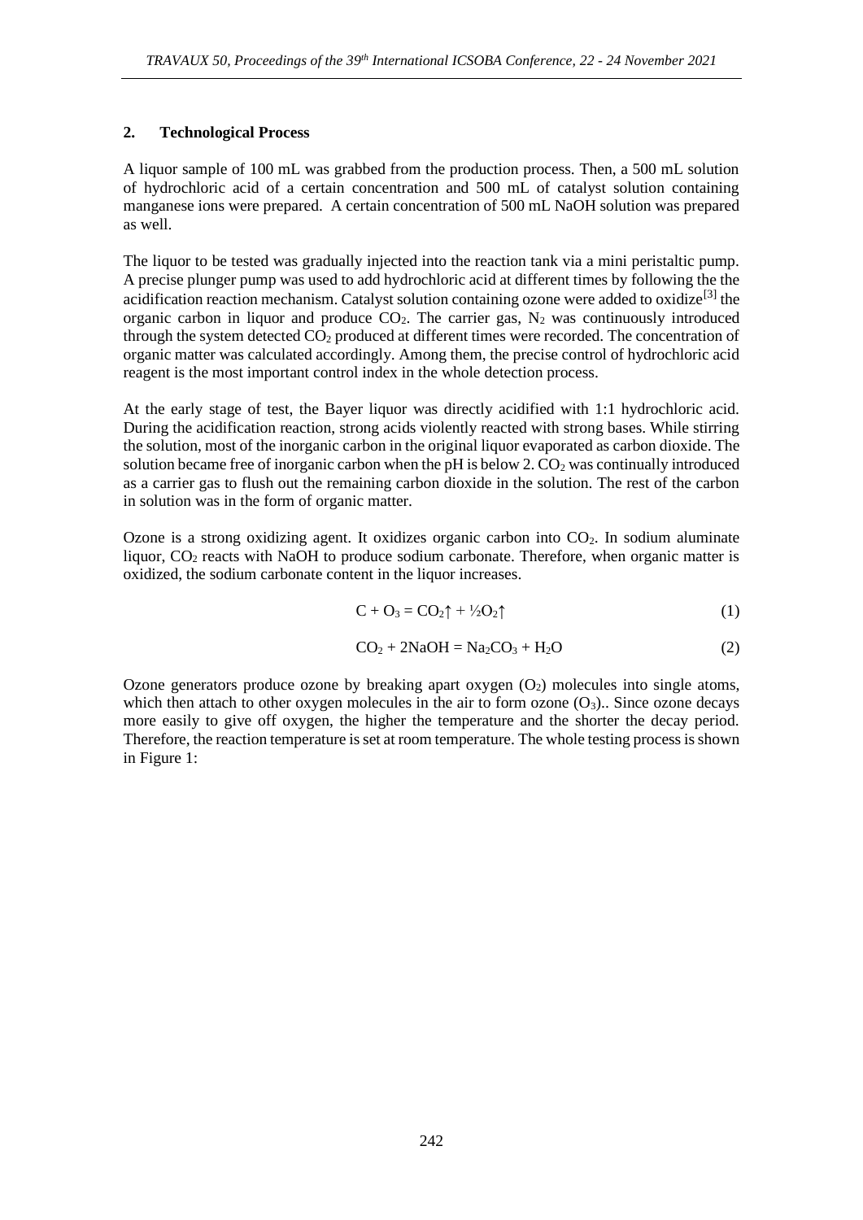## 2. Technological Process

A liquor sample of 100 mL was grabbed from the production process. Then, a 500 mL solution of hydrochloric acid of a certain concentration and 500 mL of catalyst solution containing manganese ions were prepared. A certain concentration of 500 mL NaOH solution was prepared as well.

The liquor to be tested was gradually injected into the reaction tank via a mini peristaltic pump. A precise plunger pump was used to add hydrochloric acid at different times by following the the acidification reaction mechanism. Catalyst solution containing ozone were added to oxidize[3] the organic carbon in liquor and produce $CO_2$. The carrier gas, $N_2$ was continuously introduced through the system detected $CO_2$ produced at different times were recorded. The concentration of organic matter was calculated accordingly. Among them, the precise control of hydrochloric acid reagent is the most important control index in the whole detection process.

At the early stage of test, the Bayer liquor was directly acidified with 1:1 hydrochloric acid. During the acidification reaction, strong acids violently reacted with strong bases. While stirring the solution, most of the inorganic carbon in the original liquor evaporated as carbon dioxide. The solution became free of inorganic carbon when the pH is below 2. $CO_2$ was continually introduced as a carrier gas to flush out the remaining carbon dioxide in the solution. The rest of the carbon in solution was in the form of organic matter.

Ozone is a strong oxidizing agent. It oxidizes organic carbon into $CO_2$. In sodium aluminate liquor, $CO_2$ reacts with NaOH to produce sodium carbonate. Therefore, when organic matter is oxidized, the sodium carbonate content in the liquor increases.

$$C + O_3 = CO_2\uparrow + \tfrac{1}{2}O_2\uparrow \tag{1}$$

$$CO_2 + 2NaOH = Na_2CO_3 + H_2O \tag{2}$$

Ozone generators produce ozone by breaking apart oxygen ($O_2$) molecules into single atoms, which then attach to other oxygen molecules in the air to form ozone ($O_3$).. Since ozone decays more easily to give off oxygen, the higher the temperature and the shorter the decay period. Therefore, the reaction temperature is set at room temperature. The whole testing process is shown in Figure 1: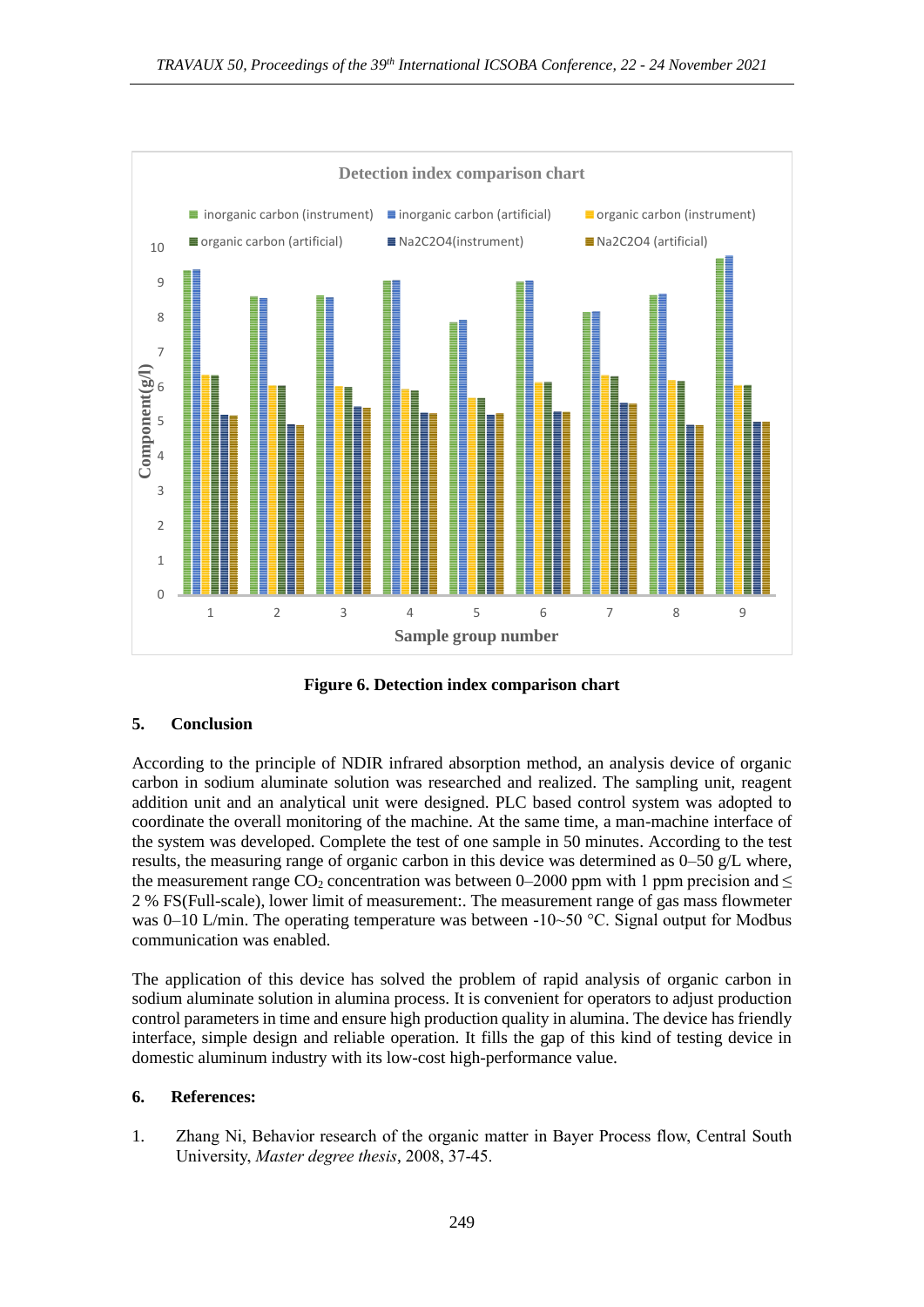Figure 6. Detection index comparison chart

## 5. Conclusion

According to the principle of NDIR infrared absorption method, an analysis device of organic carbon in sodium aluminate solution was researched and realized. The sampling unit, reagent addition unit and an analytical unit were designed. PLC based control system was adopted to coordinate the overall monitoring of the machine. At the same time, a man-machine interface of the system was developed. Complete the test of one sample in 50 minutes. According to the test results, the measuring range of organic carbon in this device was determined as 0–50 g/L where, the measurement range $CO_2$ concentration was between 0–2000 ppm with 1 ppm precision and $\leq$ 2 % FS(Full-scale), lower limit of measurement:. The measurement range of gas mass flowmeter was 0–10 L/min. The operating temperature was between -10~50 °C. Signal output for Modbus communication was enabled.

The application of this device has solved the problem of rapid analysis of organic carbon in sodium aluminate solution in alumina process. It is convenient for operators to adjust production control parameters in time and ensure high production quality in alumina. The device has friendly interface, simple design and reliable operation. It fills the gap of this kind of testing device in domestic aluminum industry with its low-cost high-performance value.

## 6. References:

1. Zhang Ni, Behavior research of the organic matter in Bayer Process flow, Central South University, *Master degree thesis*, 2008, 37-45.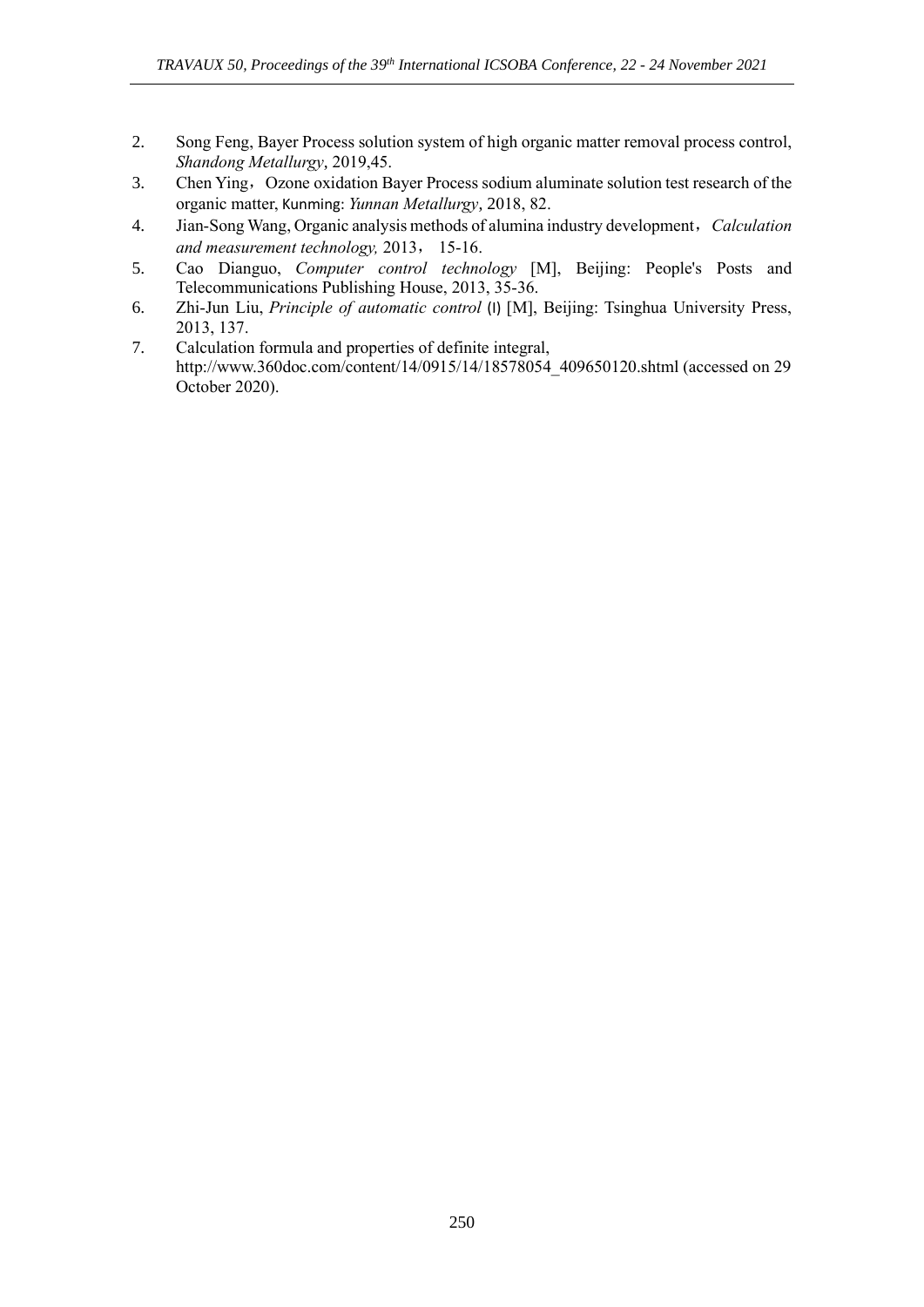2. Song Feng, Bayer Process solution system of high organic matter removal process control, *Shandong Metallurgy*, 2019,45.
3. Chen Ying，Ozone oxidation Bayer Process sodium aluminate solution test research of the organic matter, Kunming: *Yunnan Metallurgy*, 2018, 82.
4. Jian-Song Wang, Organic analysis methods of alumina industry development，*Calculation and measurement technology,* 2013， 15-16.
5. Cao Dianguo, *Computer control technology* [M], Beijing: People's Posts and Telecommunications Publishing House, 2013, 35-36.
6. Zhi-Jun Liu, *Principle of automatic control* (I) [M], Beijing: Tsinghua University Press, 2013, 137.
7. Calculation formula and properties of definite integral, http://www.360doc.com/content/14/0915/14/18578054_409650120.shtml (accessed on 29 October 2020).